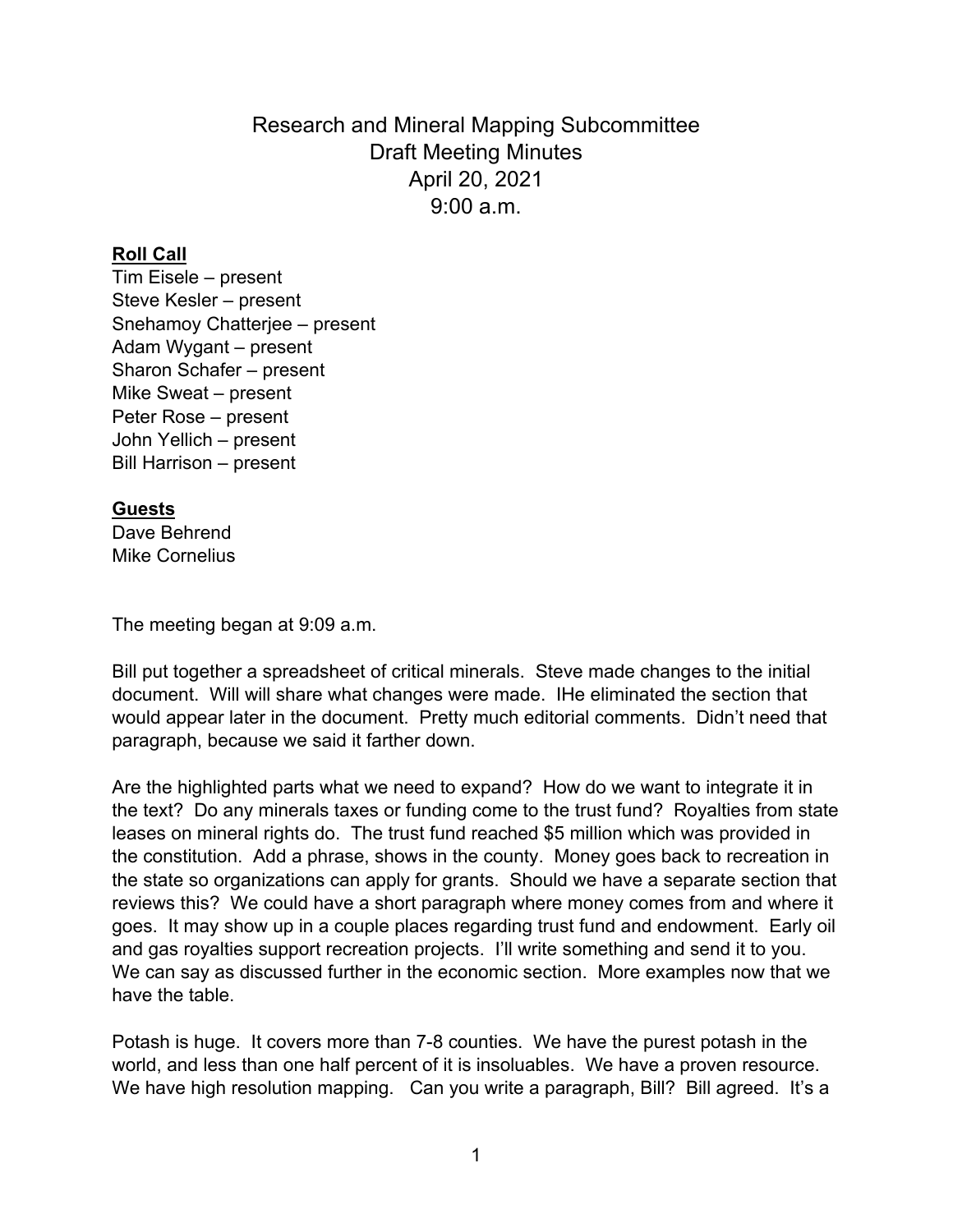# Research and Mineral Mapping Subcommittee
## Draft Meeting Minutes
## April 20, 2021
## 9:00 a.m.

**Roll Call**

Tim Eisele – present
Steve Kesler – present
Snehamoy Chatterjee – present
Adam Wygant – present
Sharon Schafer – present
Mike Sweat – present
Peter Rose – present
John Yellich – present
Bill Harrison – present

**Guests**

Dave Behrend
Mike Cornelius

The meeting began at 9:09 a.m.

Bill put together a spreadsheet of critical minerals. Steve made changes to the initial document. Will will share what changes were made. IHe eliminated the section that would appear later in the document. Pretty much editorial comments. Didn't need that paragraph, because we said it farther down.

Are the highlighted parts what we need to expand? How do we want to integrate it in the text? Do any minerals taxes or funding come to the trust fund? Royalties from state leases on mineral rights do. The trust fund reached $5 million which was provided in the constitution. Add a phrase, shows in the county. Money goes back to recreation in the state so organizations can apply for grants. Should we have a separate section that reviews this? We could have a short paragraph where money comes from and where it goes. It may show up in a couple places regarding trust fund and endowment. Early oil and gas royalties support recreation projects. I'll write something and send it to you. We can say as discussed further in the economic section. More examples now that we have the table.

Potash is huge. It covers more than 7-8 counties. We have the purest potash in the world, and less than one half percent of it is insoluables. We have a proven resource. We have high resolution mapping. Can you write a paragraph, Bill? Bill agreed. It's a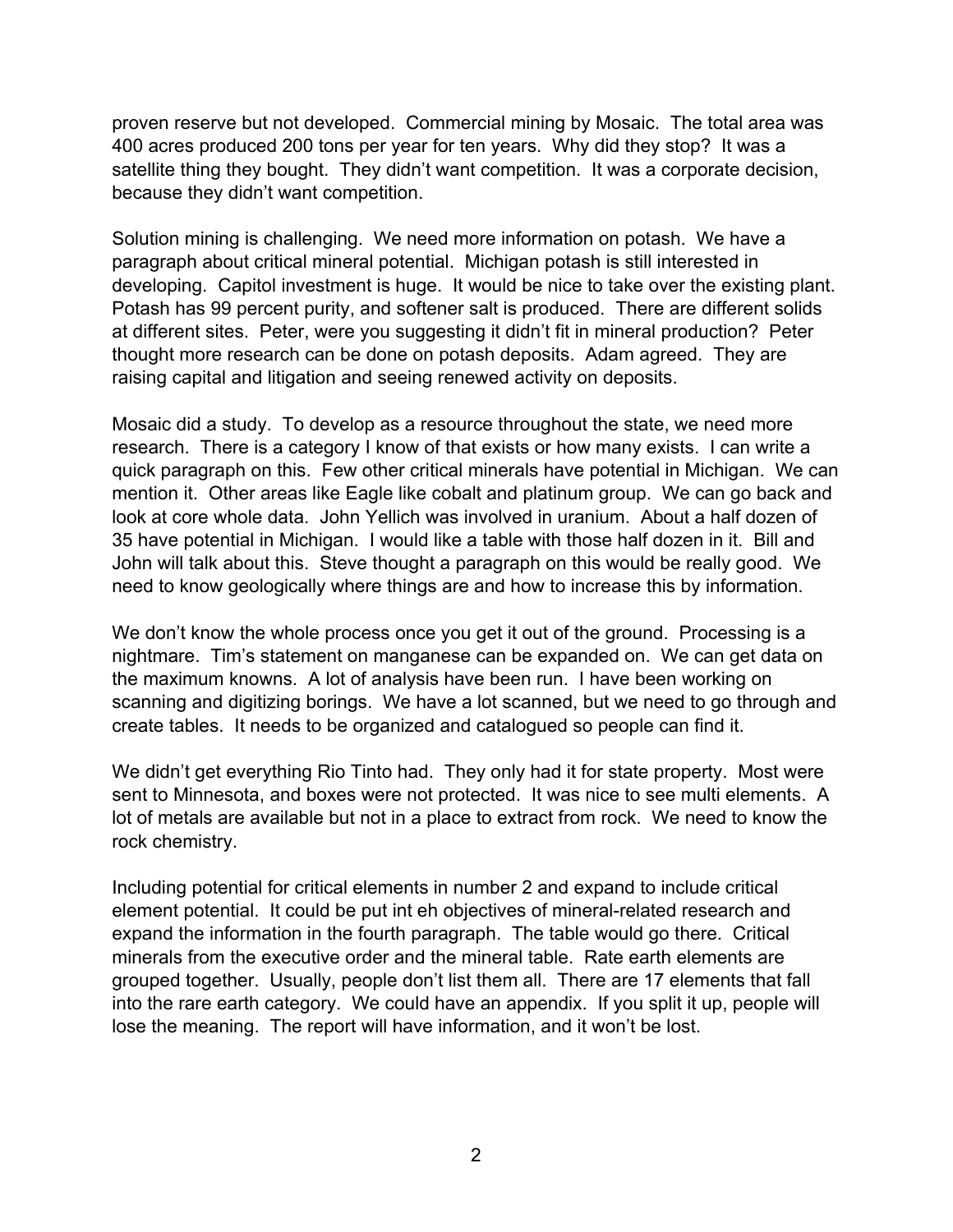proven reserve but not developed. Commercial mining by Mosaic. The total area was 400 acres produced 200 tons per year for ten years. Why did they stop? It was a satellite thing they bought. They didn't want competition. It was a corporate decision, because they didn't want competition.

Solution mining is challenging. We need more information on potash. We have a paragraph about critical mineral potential. Michigan potash is still interested in developing. Capitol investment is huge. It would be nice to take over the existing plant. Potash has 99 percent purity, and softener salt is produced. There are different solids at different sites. Peter, were you suggesting it didn't fit in mineral production? Peter thought more research can be done on potash deposits. Adam agreed. They are raising capital and litigation and seeing renewed activity on deposits.

Mosaic did a study. To develop as a resource throughout the state, we need more research. There is a category I know of that exists or how many exists. I can write a quick paragraph on this. Few other critical minerals have potential in Michigan. We can mention it. Other areas like Eagle like cobalt and platinum group. We can go back and look at core whole data. John Yellich was involved in uranium. About a half dozen of 35 have potential in Michigan. I would like a table with those half dozen in it. Bill and John will talk about this. Steve thought a paragraph on this would be really good. We need to know geologically where things are and how to increase this by information.

We don't know the whole process once you get it out of the ground. Processing is a nightmare. Tim's statement on manganese can be expanded on. We can get data on the maximum knowns. A lot of analysis have been run. I have been working on scanning and digitizing borings. We have a lot scanned, but we need to go through and create tables. It needs to be organized and catalogued so people can find it.

We didn't get everything Rio Tinto had. They only had it for state property. Most were sent to Minnesota, and boxes were not protected. It was nice to see multi elements. A lot of metals are available but not in a place to extract from rock. We need to know the rock chemistry.

Including potential for critical elements in number 2 and expand to include critical element potential. It could be put int eh objectives of mineral-related research and expand the information in the fourth paragraph. The table would go there. Critical minerals from the executive order and the mineral table. Rate earth elements are grouped together. Usually, people don't list them all. There are 17 elements that fall into the rare earth category. We could have an appendix. If you split it up, people will lose the meaning. The report will have information, and it won't be lost.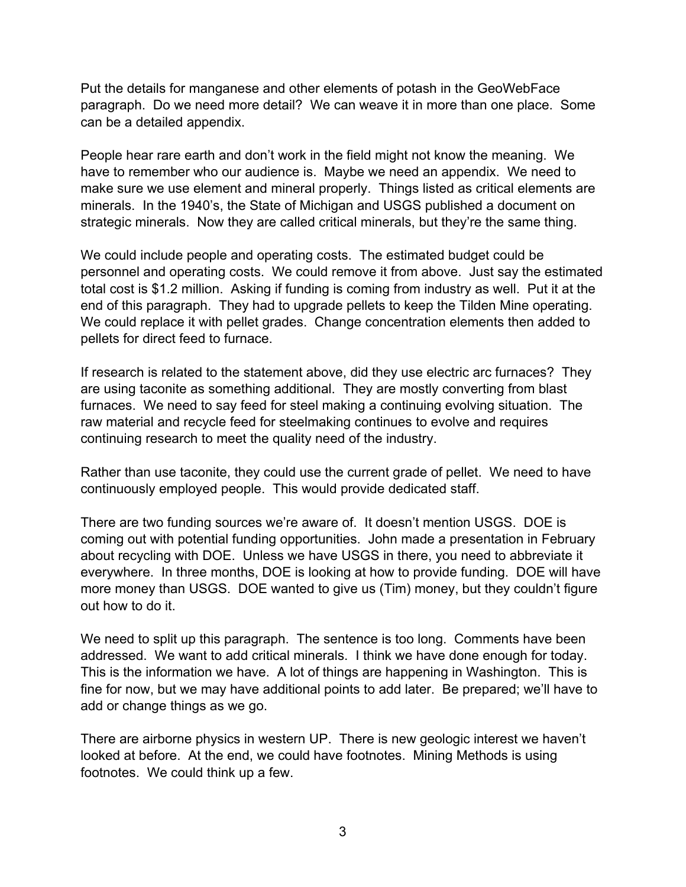Put the details for manganese and other elements of potash in the GeoWebFace paragraph. Do we need more detail? We can weave it in more than one place. Some can be a detailed appendix.

People hear rare earth and don't work in the field might not know the meaning. We have to remember who our audience is. Maybe we need an appendix. We need to make sure we use element and mineral properly. Things listed as critical elements are minerals. In the 1940's, the State of Michigan and USGS published a document on strategic minerals. Now they are called critical minerals, but they're the same thing.

We could include people and operating costs. The estimated budget could be personnel and operating costs. We could remove it from above. Just say the estimated total cost is $1.2 million. Asking if funding is coming from industry as well. Put it at the end of this paragraph. They had to upgrade pellets to keep the Tilden Mine operating. We could replace it with pellet grades. Change concentration elements then added to pellets for direct feed to furnace.

If research is related to the statement above, did they use electric arc furnaces? They are using taconite as something additional. They are mostly converting from blast furnaces. We need to say feed for steel making a continuing evolving situation. The raw material and recycle feed for steelmaking continues to evolve and requires continuing research to meet the quality need of the industry.

Rather than use taconite, they could use the current grade of pellet. We need to have continuously employed people. This would provide dedicated staff.

There are two funding sources we're aware of. It doesn't mention USGS. DOE is coming out with potential funding opportunities. John made a presentation in February about recycling with DOE. Unless we have USGS in there, you need to abbreviate it everywhere. In three months, DOE is looking at how to provide funding. DOE will have more money than USGS. DOE wanted to give us (Tim) money, but they couldn't figure out how to do it.

We need to split up this paragraph. The sentence is too long. Comments have been addressed. We want to add critical minerals. I think we have done enough for today. This is the information we have. A lot of things are happening in Washington. This is fine for now, but we may have additional points to add later. Be prepared; we'll have to add or change things as we go.

There are airborne physics in western UP. There is new geologic interest we haven't looked at before. At the end, we could have footnotes. Mining Methods is using footnotes. We could think up a few.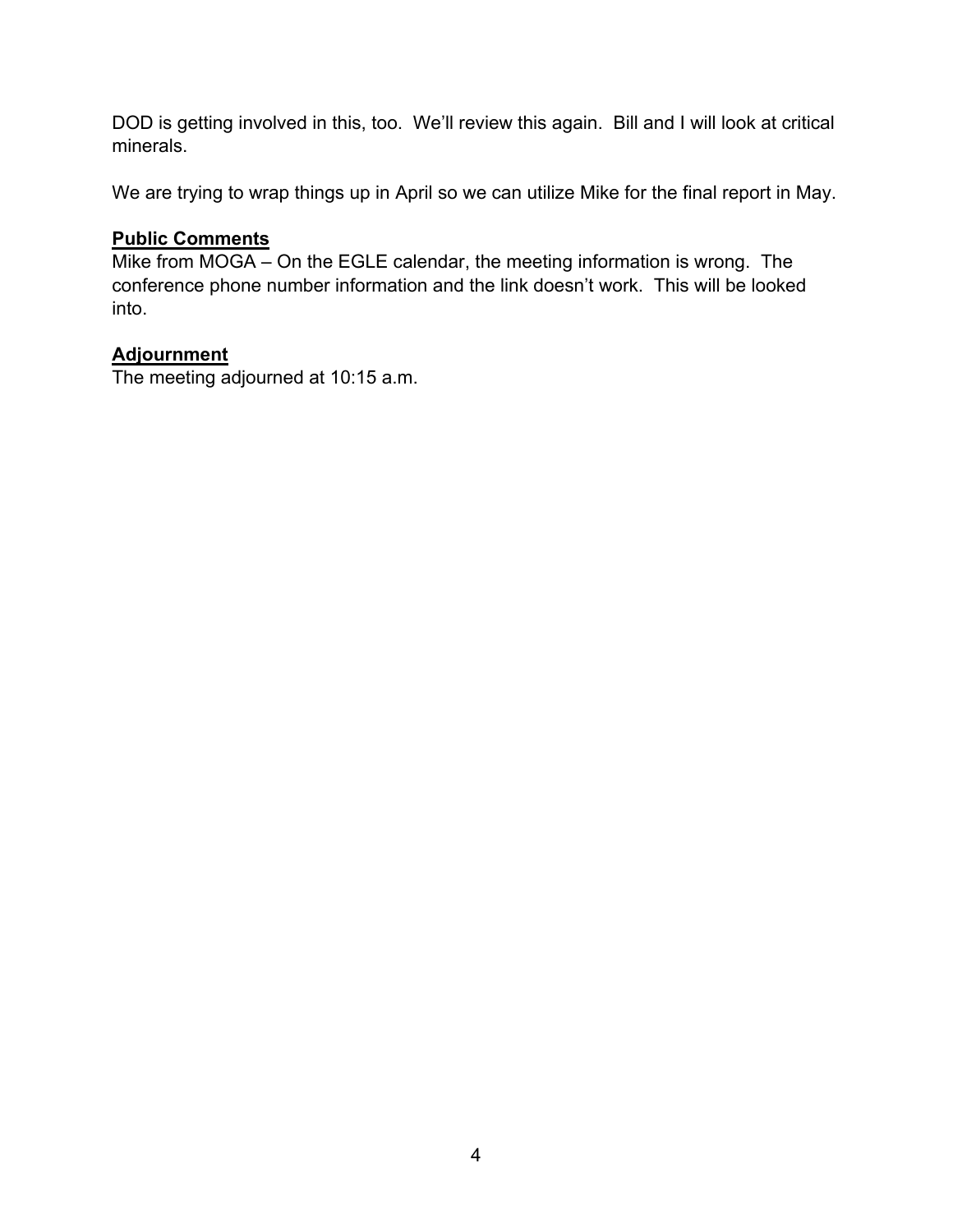DOD is getting involved in this, too. We'll review this again. Bill and I will look at critical minerals.

We are trying to wrap things up in April so we can utilize Mike for the final report in May.

## **Public Comments**

Mike from MOGA – On the EGLE calendar, the meeting information is wrong. The conference phone number information and the link doesn't work. This will be looked into.

## **Adjournment**

The meeting adjourned at 10:15 a.m.